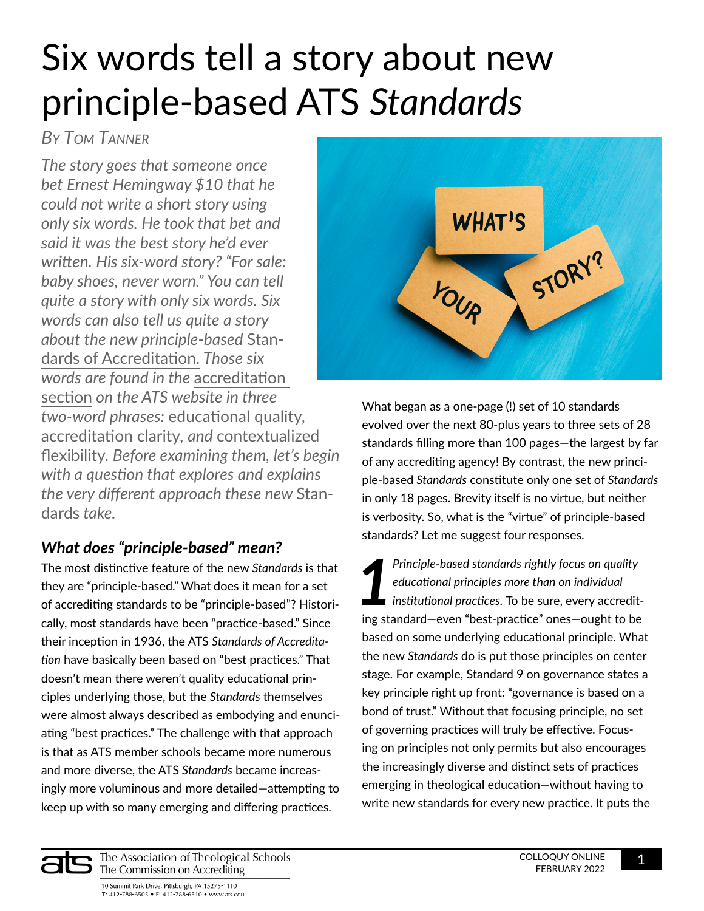# Six words tell a story about new principle-based ATS *Standards*

*By Tom Tanner*

*The story goes that someone once bet Ernest Hemingway $10 that he could not write a short story using only six words. He took that bet and said it was the best story he'd ever written. His six-word story? "For sale: baby shoes, never worn." You can tell quite a story with only six words. Six words can also tell us quite a story about the new principle-based* Standards of Accreditation. *Those six words are found in the* accreditation section *on the ATS website in three two-word phrases:* educational quality, accreditation clarity, *and* contextualized flexibility. *Before examining them, let's begin with a question that explores and explains the very different approach these new* Standards *take.*

## *What does "principle-based" mean?*

The most distinctive feature of the new *Standards* is that they are "principle-based." What does it mean for a set of accrediting standards to be "principle-based"? Historically, most standards have been "practice-based." Since their inception in 1936, the ATS *Standards of Accreditation* have basically been based on "best practices." That doesn't mean there weren't quality educational principles underlying those, but the *Standards* themselves were almost always described as embodying and enunciating "best practices." The challenge with that approach is that as ATS member schools became more numerous and more diverse, the ATS *Standards* became increasingly more voluminous and more detailed—attempting to keep up with so many emerging and differing practices.

What began as a one-page (!) set of 10 standards evolved over the next 80-plus years to three sets of 28 standards filling more than 100 pages—the largest by far of any accrediting agency! By contrast, the new principle-based *Standards* constitute only one set of *Standards* in only 18 pages. Brevity itself is no virtue, but neither is verbosity. So, what is the "virtue" of principle-based standards? Let me suggest four responses.

**1** *Principle-based standards rightly focus on quality educational principles more than on individual institutional practices.* To be sure, every accrediting standard—even "best-practice" ones—ought to be based on some underlying educational principle. What the new *Standards* do is put those principles on center stage. For example, Standard 9 on governance states a key principle right up front: "governance is based on a bond of trust." Without that focusing principle, no set of governing practices will truly be effective. Focusing on principles not only permits but also encourages the increasingly diverse and distinct sets of practices emerging in theological education—without having to write new standards for every new practice. It puts the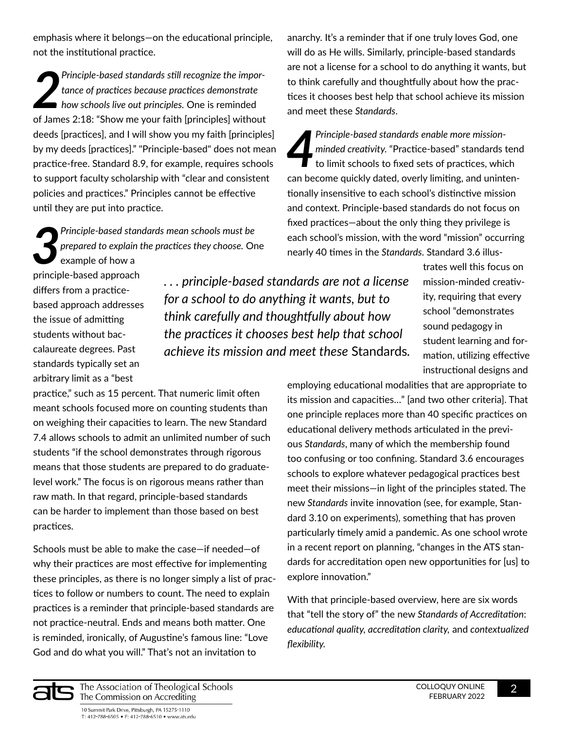emphasis where it belongs—on the educational principle, not the institutional practice.

**2** *Principle-based standards still recognize the importance of practices because practices demonstrate how schools live out principles.* One is reminded of James 2:18: "Show me your faith [principles] without deeds [practices], and I will show you my faith [principles] by my deeds [practices]." "Principle-based" does not mean practice-free. Standard 8.9, for example, requires schools to support faculty scholarship with "clear and consistent policies and practices." Principles cannot be effective until they are put into practice.

**3** *Principle-based standards mean schools must be prepared to explain the practices they choose.* One example of how a principle-based approach differs from a practice-based approach addresses the issue of admitting students without baccalaureate degrees. Past standards typically set an arbitrary limit as a "best practice," such as 15 percent. That numeric limit often meant schools focused more on counting students than on weighing their capacities to learn. The new Standard 7.4 allows schools to admit an unlimited number of such students "if the school demonstrates through rigorous means that those students are prepared to do graduate-level work." The focus is on rigorous means rather than raw math. In that regard, principle-based standards can be harder to implement than those based on best practices.

Schools must be able to make the case—if needed—of why their practices are most effective for implementing these principles, as there is no longer simply a list of practices to follow or numbers to count. The need to explain practices is a reminder that principle-based standards are not practice-neutral. Ends and means both matter. One is reminded, ironically, of Augustine's famous line: "Love God and do what you will." That's not an invitation to anarchy. It's a reminder that if one truly loves God, one will do as He wills. Similarly, principle-based standards are not a license for a school to do anything it wants, but to think carefully and thoughtfully about how the practices it chooses best help that school achieve its mission and meet these *Standards*.

> *. . . principle-based standards are not a license for a school to do anything it wants, but to think carefully and thoughtfully about how the practices it chooses best help that school achieve its mission and meet these* Standards.

**4** *Principle-based standards enable more mission-minded creativity.* "Practice-based" standards tend to limit schools to fixed sets of practices, which can become quickly dated, overly limiting, and unintentionally insensitive to each school's distinctive mission and context. Principle-based standards do not focus on fixed practices—about the only thing they privilege is each school's mission, with the word "mission" occurring nearly 40 times in the *Standards*. Standard 3.6 illustrates well this focus on mission-minded creativity, requiring that every school "demonstrates sound pedagogy in student learning and formation, utilizing effective instructional designs and employing educational modalities that are appropriate to its mission and capacities…" [and two other criteria]. That one principle replaces more than 40 specific practices on educational delivery methods articulated in the previous *Standards*, many of which the membership found too confusing or too confining. Standard 3.6 encourages schools to explore whatever pedagogical practices best meet their missions—in light of the principles stated. The new *Standards* invite innovation (see, for example, Standard 3.10 on experiments), something that has proven particularly timely amid a pandemic. As one school wrote in a recent report on planning, "changes in the ATS standards for accreditation open new opportunities for [us] to explore innovation."

With that principle-based overview, here are six words that "tell the story of" the new *Standards of Accreditation*: *educational quality, accreditation clarity,* and *contextualized flexibility.*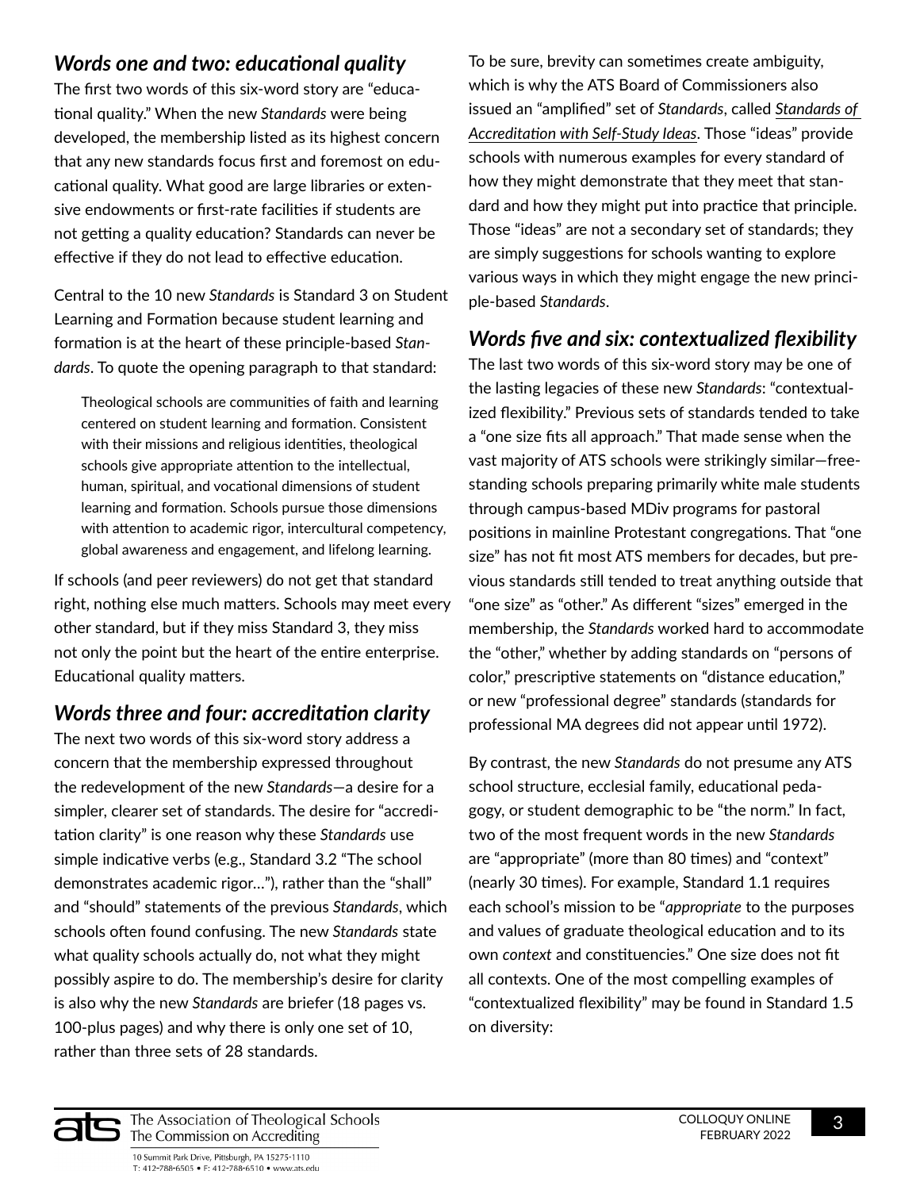### *Words one and two: educational quality*

The first two words of this six-word story are "educational quality." When the new *Standards* were being developed, the membership listed as its highest concern that any new standards focus first and foremost on educational quality. What good are large libraries or extensive endowments or first-rate facilities if students are not getting a quality education? Standards can never be effective if they do not lead to effective education.

Central to the 10 new *Standards* is Standard 3 on Student Learning and Formation because student learning and formation is at the heart of these principle-based *Standards*. To quote the opening paragraph to that standard:

> Theological schools are communities of faith and learning centered on student learning and formation. Consistent with their missions and religious identities, theological schools give appropriate attention to the intellectual, human, spiritual, and vocational dimensions of student learning and formation. Schools pursue those dimensions with attention to academic rigor, intercultural competency, global awareness and engagement, and lifelong learning.

If schools (and peer reviewers) do not get that standard right, nothing else much matters. Schools may meet every other standard, but if they miss Standard 3, they miss not only the point but the heart of the entire enterprise. Educational quality matters.

### *Words three and four: accreditation clarity*

The next two words of this six-word story address a concern that the membership expressed throughout the redevelopment of the new *Standards*—a desire for a simpler, clearer set of standards. The desire for "accreditation clarity" is one reason why these *Standards* use simple indicative verbs (e.g., Standard 3.2 "The school demonstrates academic rigor…"), rather than the "shall" and "should" statements of the previous *Standards*, which schools often found confusing. The new *Standards* state what quality schools actually do, not what they might possibly aspire to do. The membership's desire for clarity is also why the new *Standards* are briefer (18 pages vs. 100-plus pages) and why there is only one set of 10, rather than three sets of 28 standards.

To be sure, brevity can sometimes create ambiguity, which is why the ATS Board of Commissioners also issued an "amplified" set of *Standards*, called *Standards of Accreditation with Self-Study Ideas*. Those "ideas" provide schools with numerous examples for every standard of how they might demonstrate that they meet that standard and how they might put into practice that principle. Those "ideas" are not a secondary set of standards; they are simply suggestions for schools wanting to explore various ways in which they might engage the new principle-based *Standards*.

### *Words five and six: contextualized flexibility*

The last two words of this six-word story may be one of the lasting legacies of these new *Standards*: "contextualized flexibility." Previous sets of standards tended to take a "one size fits all approach." That made sense when the vast majority of ATS schools were strikingly similar—freestanding schools preparing primarily white male students through campus-based MDiv programs for pastoral positions in mainline Protestant congregations. That "one size" has not fit most ATS members for decades, but previous standards still tended to treat anything outside that "one size" as "other." As different "sizes" emerged in the membership, the *Standards* worked hard to accommodate the "other," whether by adding standards on "persons of color," prescriptive statements on "distance education," or new "professional degree" standards (standards for professional MA degrees did not appear until 1972).

By contrast, the new *Standards* do not presume any ATS school structure, ecclesial family, educational pedagogy, or student demographic to be "the norm." In fact, two of the most frequent words in the new *Standards* are "appropriate" (more than 80 times) and "context" (nearly 30 times). For example, Standard 1.1 requires each school's mission to be "*appropriate* to the purposes and values of graduate theological education and to its own *context* and constituencies." One size does not fit all contexts. One of the most compelling examples of "contextualized flexibility" may be found in Standard 1.5 on diversity: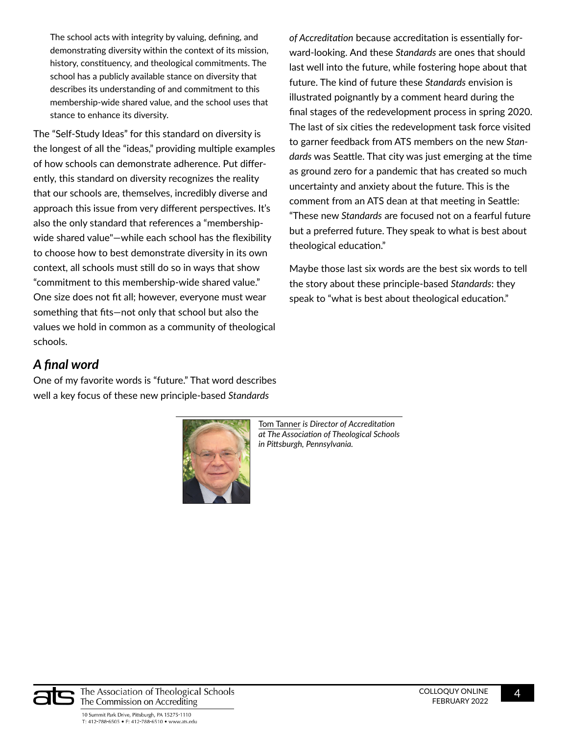> The school acts with integrity by valuing, defining, and demonstrating diversity within the context of its mission, history, constituency, and theological commitments. The school has a publicly available stance on diversity that describes its understanding of and commitment to this membership-wide shared value, and the school uses that stance to enhance its diversity.

The "Self-Study Ideas" for this standard on diversity is the longest of all the "ideas," providing multiple examples of how schools can demonstrate adherence. Put differently, this standard on diversity recognizes the reality that our schools are, themselves, incredibly diverse and approach this issue from very different perspectives. It's also the only standard that references a "membership-wide shared value"—while each school has the flexibility to choose how to best demonstrate diversity in its own context, all schools must still do so in ways that show "commitment to this membership-wide shared value." One size does not fit all; however, everyone must wear something that fits—not only that school but also the values we hold in common as a community of theological schools.

## *A final word*

One of my favorite words is "future." That word describes well a key focus of these new principle-based *Standards of Accreditation* because accreditation is essentially forward-looking. And these *Standards* are ones that should last well into the future, while fostering hope about that future. The kind of future these *Standards* envision is illustrated poignantly by a comment heard during the final stages of the redevelopment process in spring 2020. The last of six cities the redevelopment task force visited to garner feedback from ATS members on the new *Standards* was Seattle. That city was just emerging at the time as ground zero for a pandemic that has created so much uncertainty and anxiety about the future. This is the comment from an ATS dean at that meeting in Seattle: "These new *Standards* are focused not on a fearful future but a preferred future. They speak to what is best about theological education."

Maybe those last six words are the best six words to tell the story about these principle-based *Standards*: they speak to "what is best about theological education."

Tom Tanner *is Director of Accreditation at The Association of Theological Schools in Pittsburgh, Pennsylvania.*

The Association of Theological Schools
The Commission on Accrediting
10 Summit Park Drive, Pittsburgh, PA 15275-1110
T: 412-788-6505 • F: 412-788-6510 • www.ats.edu